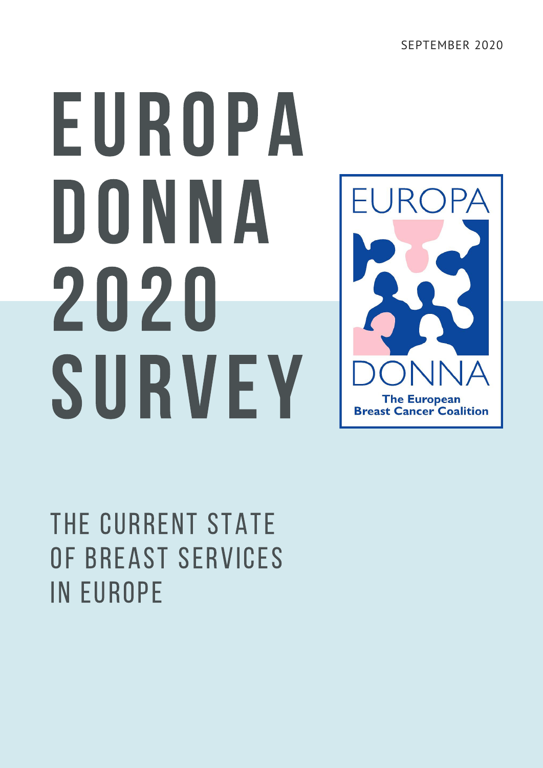SEPTEMBER 2020

# EUROPA DONNA 2020 SURVEY

EUROPA DONNA

The European Breast Cancer Coalition

## THE CURRENT STATE OF BREAST SERVICES IN EUROPE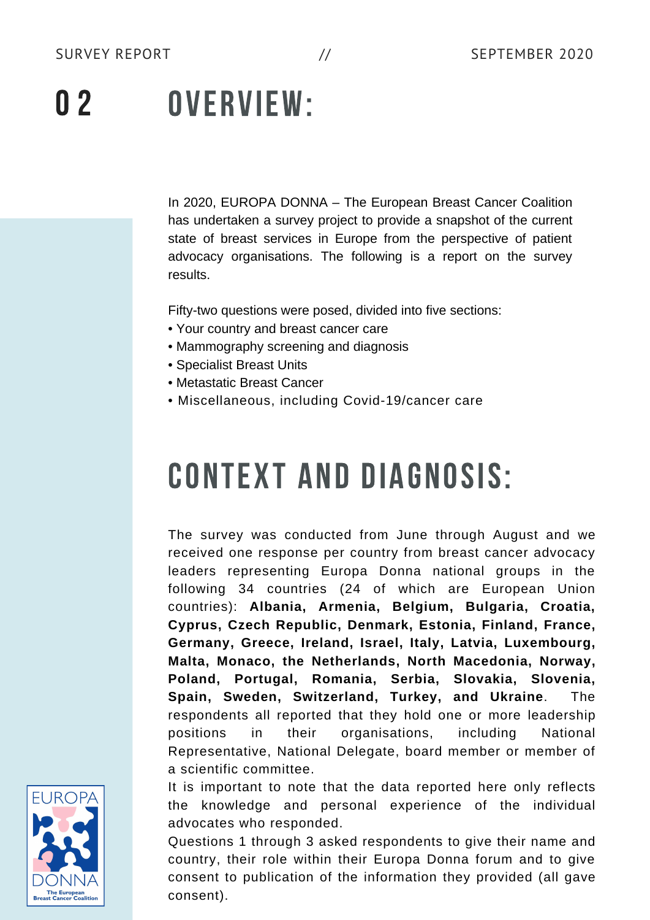# 02 OVERVIEW:

In 2020, EUROPA DONNA – The European Breast Cancer Coalition has undertaken a survey project to provide a snapshot of the current state of breast services in Europe from the perspective of patient advocacy organisations. The following is a report on the survey results.

Fifty-two questions were posed, divided into five sections:

- Your country and breast cancer care
- Mammography screening and diagnosis
- Specialist Breast Units
- Metastatic Breast Cancer
- Miscellaneous, including Covid-19/cancer care

# CONTEXT AND DIAGNOSIS:

The survey was conducted from June through August and we received one response per country from breast cancer advocacy leaders representing Europa Donna national groups in the following 34 countries (24 of which are European Union countries): **Albania, Armenia, Belgium, Bulgaria, Croatia, Cyprus, Czech Republic, Denmark, Estonia, Finland, France, Germany, Greece, Ireland, Israel, Italy, Latvia, Luxembourg, Malta, Monaco, the Netherlands, North Macedonia, Norway, Poland, Portugal, Romania, Serbia, Slovakia, Slovenia, Spain, Sweden, Switzerland, Turkey, and Ukraine**. The respondents all reported that they hold one or more leadership positions in their organisations, including National Representative, National Delegate, board member or member of a scientific committee.

It is important to note that the data reported here only reflects the knowledge and personal experience of the individual advocates who responded.

Questions 1 through 3 asked respondents to give their name and country, their role within their Europa Donna forum and to give consent to publication of the information they provided (all gave consent).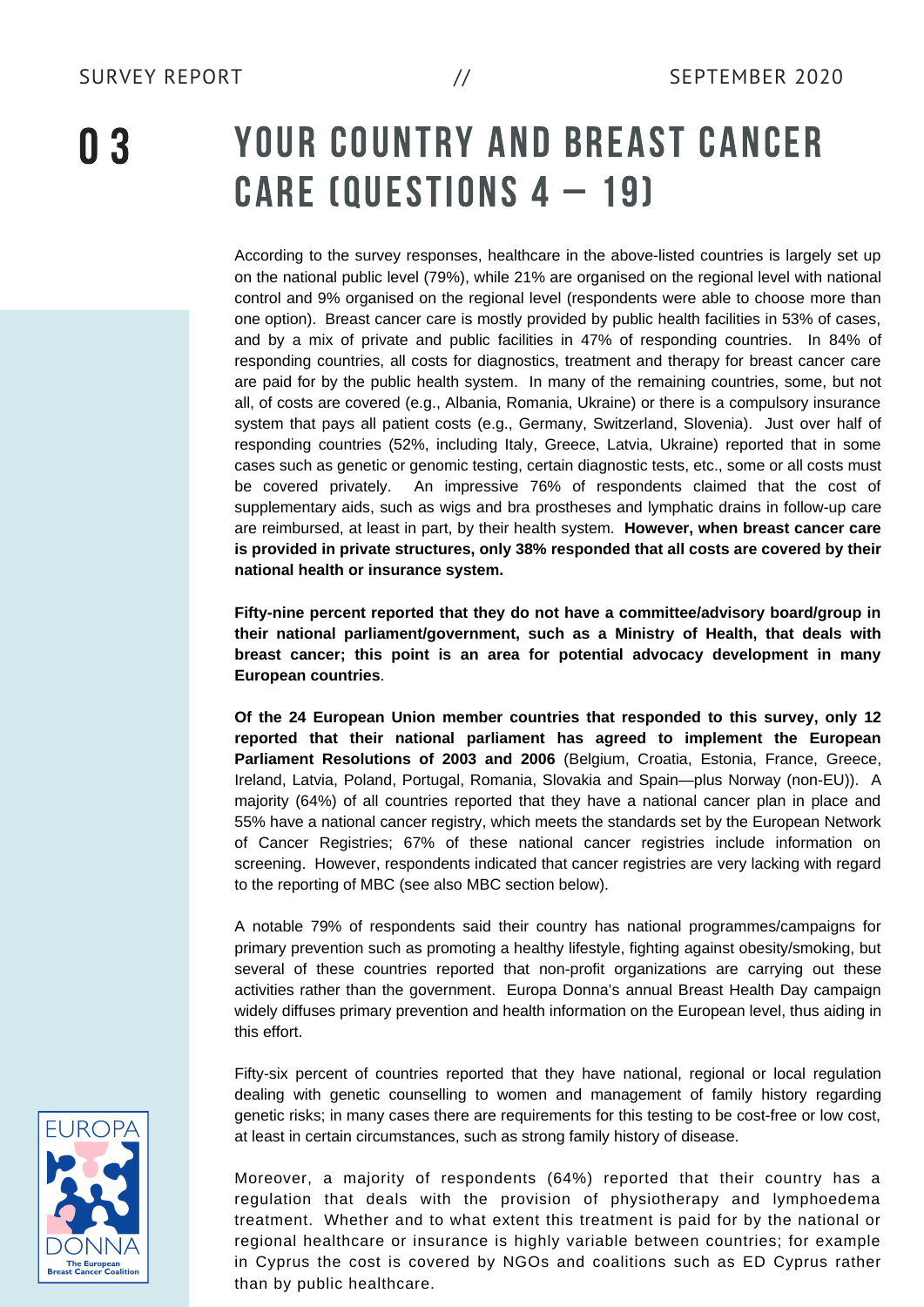# 03 YOUR COUNTRY AND BREAST CANCER CARE (QUESTIONS 4 – 19)

According to the survey responses, healthcare in the above-listed countries is largely set up on the national public level (79%), while 21% are organised on the regional level with national control and 9% organised on the regional level (respondents were able to choose more than one option). Breast cancer care is mostly provided by public health facilities in 53% of cases, and by a mix of private and public facilities in 47% of responding countries. In 84% of responding countries, all costs for diagnostics, treatment and therapy for breast cancer care are paid for by the public health system. In many of the remaining countries, some, but not all, of costs are covered (e.g., Albania, Romania, Ukraine) or there is a compulsory insurance system that pays all patient costs (e.g., Germany, Switzerland, Slovenia). Just over half of responding countries (52%, including Italy, Greece, Latvia, Ukraine) reported that in some cases such as genetic or genomic testing, certain diagnostic tests, etc., some or all costs must be covered privately. An impressive 76% of respondents claimed that the cost of supplementary aids, such as wigs and bra prostheses and lymphatic drains in follow-up care are reimbursed, at least in part, by their health system. **However, when breast cancer care is provided in private structures, only 38% responded that all costs are covered by their national health or insurance system.**

**Fifty-nine percent reported that they do not have a committee/advisory board/group in their national parliament/government, such as a Ministry of Health, that deals with breast cancer; this point is an area for potential advocacy development in many European countries**.

**Of the 24 European Union member countries that responded to this survey, only 12 reported that their national parliament has agreed to implement the European Parliament Resolutions of 2003 and 2006** (Belgium, Croatia, Estonia, France, Greece, Ireland, Latvia, Poland, Portugal, Romania, Slovakia and Spain—plus Norway (non-EU)). A majority (64%) of all countries reported that they have a national cancer plan in place and 55% have a national cancer registry, which meets the standards set by the European Network of Cancer Registries; 67% of these national cancer registries include information on screening. However, respondents indicated that cancer registries are very lacking with regard to the reporting of MBC (see also MBC section below).

A notable 79% of respondents said their country has national programmes/campaigns for primary prevention such as promoting a healthy lifestyle, fighting against obesity/smoking, but several of these countries reported that non-profit organizations are carrying out these activities rather than the government. Europa Donna's annual Breast Health Day campaign widely diffuses primary prevention and health information on the European level, thus aiding in this effort.

Fifty-six percent of countries reported that they have national, regional or local regulation dealing with genetic counselling to women and management of family history regarding genetic risks; in many cases there are requirements for this testing to be cost-free or low cost, at least in certain circumstances, such as strong family history of disease.

Moreover, a majority of respondents (64%) reported that their country has a regulation that deals with the provision of physiotherapy and lymphoedema treatment. Whether and to what extent this treatment is paid for by the national or regional healthcare or insurance is highly variable between countries; for example in Cyprus the cost is covered by NGOs and coalitions such as ED Cyprus rather than by public healthcare.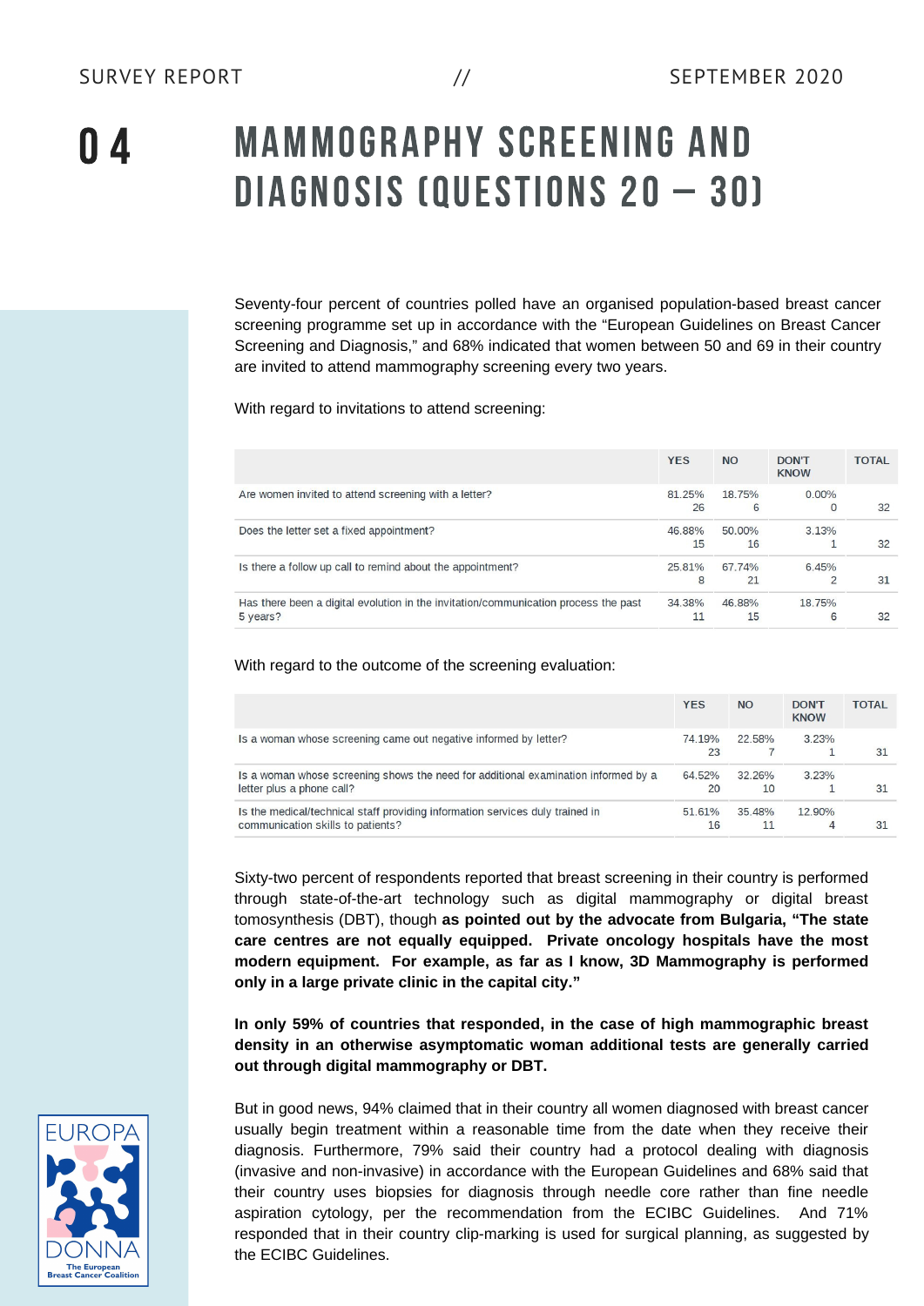# 04 MAMMOGRAPHY SCREENING AND DIAGNOSIS (QUESTIONS 20 – 30)

Seventy-four percent of countries polled have an organised population-based breast cancer screening programme set up in accordance with the "European Guidelines on Breast Cancer Screening and Diagnosis," and 68% indicated that women between 50 and 69 in their country are invited to attend mammography screening every two years.

With regard to invitations to attend screening:

| | YES | NO | DON'T KNOW | TOTAL |
|---|---|---|---|---|
| Are women invited to attend screening with a letter? | 81.25% 26 | 18.75% 6 | 0.00% 0 | 32 |
| Does the letter set a fixed appointment? | 46.88% 15 | 50.00% 16 | 3.13% 1 | 32 |
| Is there a follow up call to remind about the appointment? | 25.81% 8 | 67.74% 21 | 6.45% 2 | 31 |
| Has there been a digital evolution in the invitation/communication process the past 5 years? | 34.38% 11 | 46.88% 15 | 18.75% 6 | 32 |

With regard to the outcome of the screening evaluation:

| | YES | NO | DON'T KNOW | TOTAL |
|---|---|---|---|---|
| Is a woman whose screening came out negative informed by letter? | 74.19% 23 | 22.58% 7 | 3.23% 1 | 31 |
| Is a woman whose screening shows the need for additional examination informed by a letter plus a phone call? | 64.52% 20 | 32.26% 10 | 3.23% 1 | 31 |
| Is the medical/technical staff providing information services duly trained in communication skills to patients? | 51.61% 16 | 35.48% 11 | 12.90% 4 | 31 |

Sixty-two percent of respondents reported that breast screening in their country is performed through state-of-the-art technology such as digital mammography or digital breast tomosynthesis (DBT), though **as pointed out by the advocate from Bulgaria, "The state care centres are not equally equipped. Private oncology hospitals have the most modern equipment. For example, as far as I know, 3D Mammography is performed only in a large private clinic in the capital city."**

**In only 59% of countries that responded, in the case of high mammographic breast density in an otherwise asymptomatic woman additional tests are generally carried out through digital mammography or DBT.**

But in good news, 94% claimed that in their country all women diagnosed with breast cancer usually begin treatment within a reasonable time from the date when they receive their diagnosis. Furthermore, 79% said their country had a protocol dealing with diagnosis (invasive and non-invasive) in accordance with the European Guidelines and 68% said that their country uses biopsies for diagnosis through needle core rather than fine needle aspiration cytology, per the recommendation from the ECIBC Guidelines. And 71% responded that in their country clip-marking is used for surgical planning, as suggested by the ECIBC Guidelines.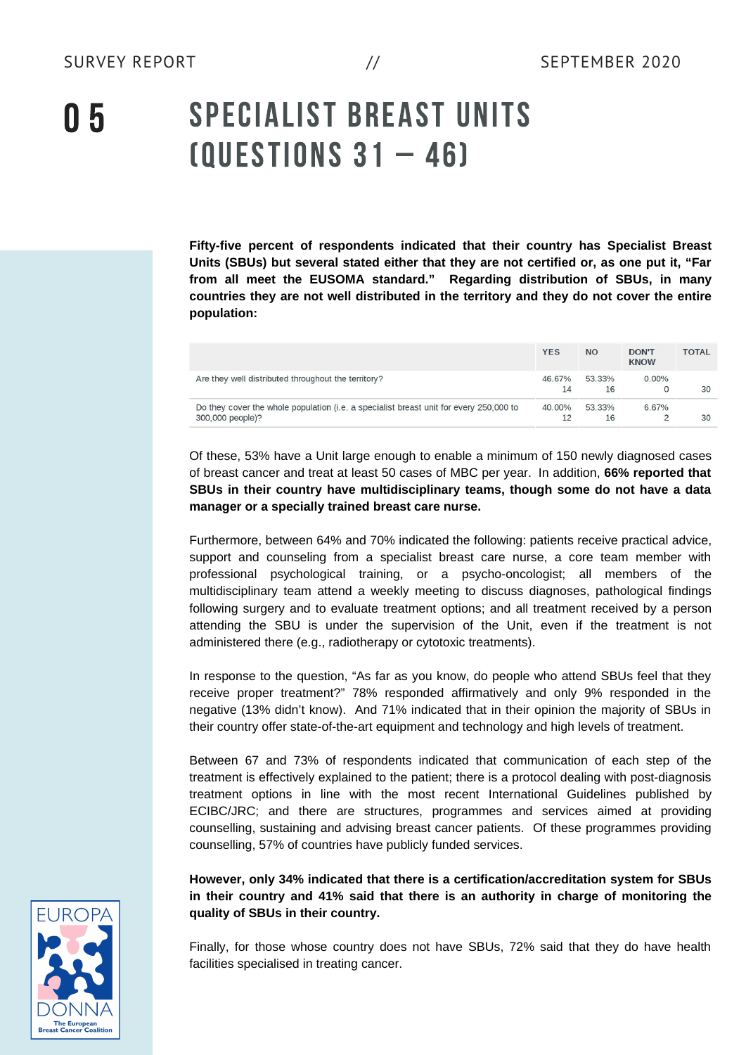# 05 SPECIALIST BREAST UNITS (QUESTIONS 31 – 46)

**Fifty-five percent of respondents indicated that their country has Specialist Breast Units (SBUs) but several stated either that they are not certified or, as one put it, "Far from all meet the EUSOMA standard." Regarding distribution of SBUs, in many countries they are not well distributed in the territory and they do not cover the entire population:**

| | YES | NO | DON'T KNOW | TOTAL |
|---|---|---|---|---|
| Are they well distributed throughout the territory? | 46.67% 14 | 53.33% 16 | 0.00% 0 | 30 |
| Do they cover the whole population (i.e. a specialist breast unit for every 250,000 to 300,000 people)? | 40.00% 12 | 53.33% 16 | 6.67% 2 | 30 |

Of these, 53% have a Unit large enough to enable a minimum of 150 newly diagnosed cases of breast cancer and treat at least 50 cases of MBC per year. In addition, **66% reported that SBUs in their country have multidisciplinary teams, though some do not have a data manager or a specially trained breast care nurse.**

Furthermore, between 64% and 70% indicated the following: patients receive practical advice, support and counseling from a specialist breast care nurse, a core team member with professional psychological training, or a psycho-oncologist; all members of the multidisciplinary team attend a weekly meeting to discuss diagnoses, pathological findings following surgery and to evaluate treatment options; and all treatment received by a person attending the SBU is under the supervision of the Unit, even if the treatment is not administered there (e.g., radiotherapy or cytotoxic treatments).

In response to the question, "As far as you know, do people who attend SBUs feel that they receive proper treatment?" 78% responded affirmatively and only 9% responded in the negative (13% didn't know). And 71% indicated that in their opinion the majority of SBUs in their country offer state-of-the-art equipment and technology and high levels of treatment.

Between 67 and 73% of respondents indicated that communication of each step of the treatment is effectively explained to the patient; there is a protocol dealing with post-diagnosis treatment options in line with the most recent International Guidelines published by ECIBC/JRC; and there are structures, programmes and services aimed at providing counselling, sustaining and advising breast cancer patients. Of these programmes providing counselling, 57% of countries have publicly funded services.

**However, only 34% indicated that there is a certification/accreditation system for SBUs in their country and 41% said that there is an authority in charge of monitoring the quality of SBUs in their country.**

Finally, for those whose country does not have SBUs, 72% said that they do have health facilities specialised in treating cancer.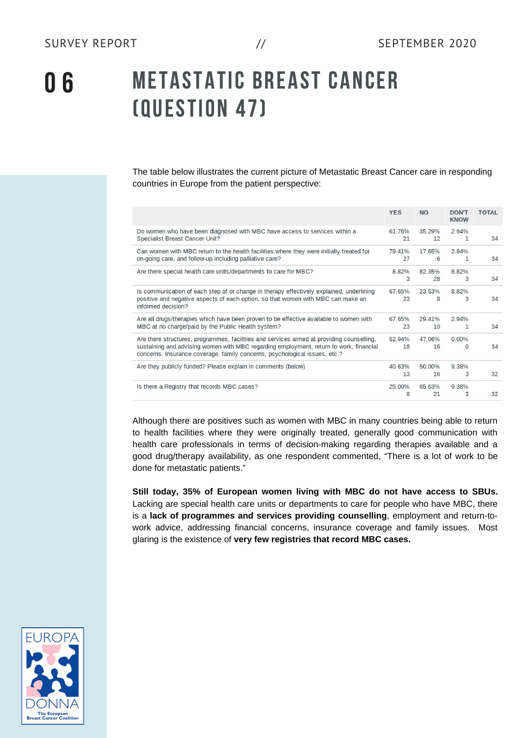# 06 METASTATIC BREAST CANCER (QUESTION 47)

The table below illustrates the current picture of Metastatic Breast Cancer care in responding countries in Europe from the patient perspective:

| | YES | NO | DON'T KNOW | TOTAL |
|---|---|---|---|---|
| Do women who have been diagnosed with MBC have access to services within a Specialist Breast Cancer Unit? | 61.76% 21 | 35.29% 12 | 2.94% 1 | 34 |
| Can women with MBC return to the health facilities where they were initially treated for on-going care, and follow-up including palliative care? | 79.41% 27 | 17.65% 6 | 2.94% 1 | 34 |
| Are there special health care units/departments to care for MBC? | 8.82% 3 | 82.35% 28 | 8.82% 3 | 34 |
| Is communication of each step of or change in therapy effectively explained, underlining positive and negative aspects of each option, so that women with MBC can make an informed decision? | 67.65% 23 | 23.53% 8 | 8.82% 3 | 34 |
| Are all drugs/therapies which have been proven to be effective available to women with MBC at no charge/paid by the Public Health system? | 67.65% 23 | 29.41% 10 | 2.94% 1 | 34 |
| Are there structures, programmes, facilities and services aimed at providing counselling, sustaining and advising women with MBC regarding employment, return to work, financial concerns, insurance coverage, family concerns, psychological issues, etc.? | 52.94% 18 | 47.06% 16 | 0.00% 0 | 34 |
| Are they publicly funded? Please explain in comments (below) | 40.63% 13 | 50.00% 16 | 9.38% 3 | 32 |
| Is there a Registry that records MBC cases? | 25.00% 8 | 65.63% 21 | 9.38% 3 | 32 |

Although there are positives such as women with MBC in many countries being able to return to health facilities where they were originally treated, generally good communication with health care professionals in terms of decision-making regarding therapies available and a good drug/therapy availability, as one respondent commented, "There is a lot of work to be done for metastatic patients."

**Still today, 35% of European women living with MBC do not have access to SBUs.** Lacking are special health care units or departments to care for people who have MBC, there is a **lack of programmes and services providing counselling**, employment and return-to-work advice, addressing financial concerns, insurance coverage and family issues. Most glaring is the existence of **very few registries that record MBC cases.**

EUROPA DONNA
The European Breast Cancer Coalition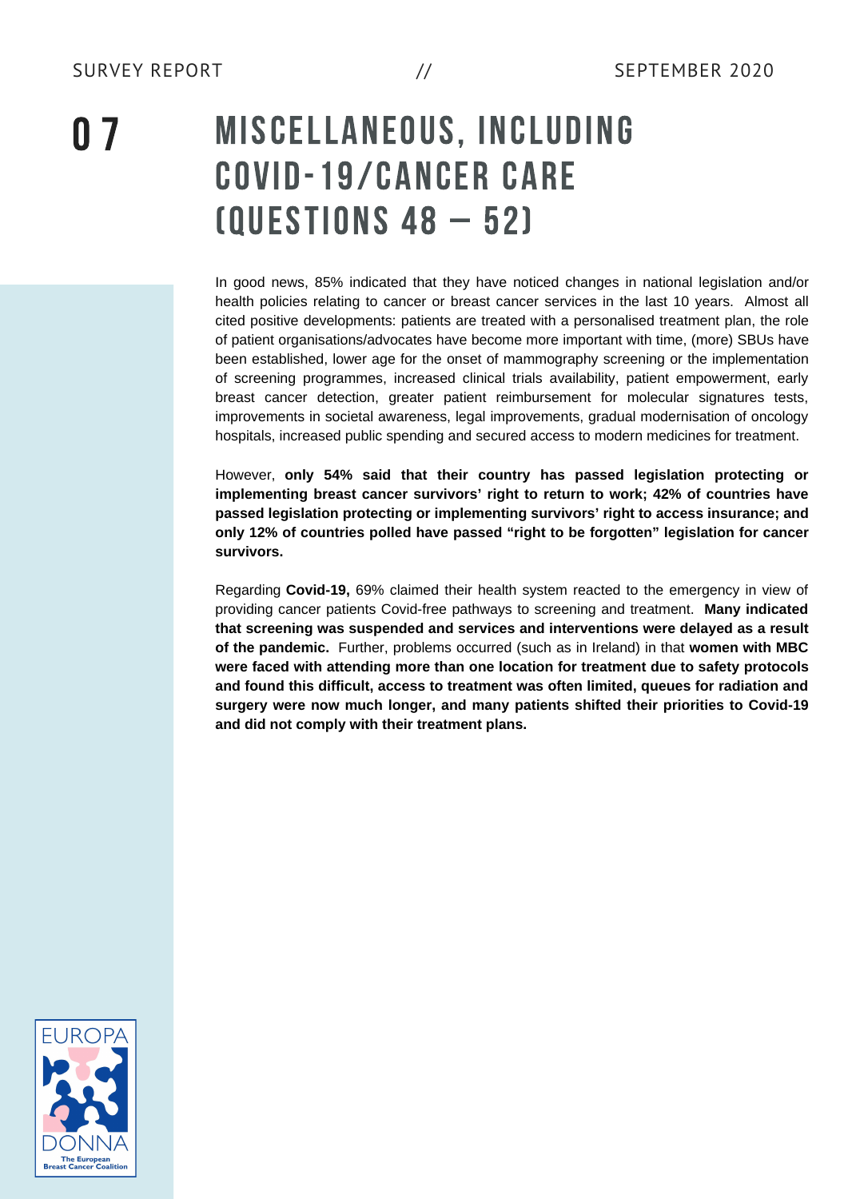# 07 MISCELLANEOUS, INCLUDING COVID-19/CANCER CARE (QUESTIONS 48 – 52)

In good news, 85% indicated that they have noticed changes in national legislation and/or health policies relating to cancer or breast cancer services in the last 10 years. Almost all cited positive developments: patients are treated with a personalised treatment plan, the role of patient organisations/advocates have become more important with time, (more) SBUs have been established, lower age for the onset of mammography screening or the implementation of screening programmes, increased clinical trials availability, patient empowerment, early breast cancer detection, greater patient reimbursement for molecular signatures tests, improvements in societal awareness, legal improvements, gradual modernisation of oncology hospitals, increased public spending and secured access to modern medicines for treatment.

However, **only 54% said that their country has passed legislation protecting or implementing breast cancer survivors' right to return to work; 42% of countries have passed legislation protecting or implementing survivors' right to access insurance; and only 12% of countries polled have passed "right to be forgotten" legislation for cancer survivors.**

Regarding **Covid-19,** 69% claimed their health system reacted to the emergency in view of providing cancer patients Covid-free pathways to screening and treatment. **Many indicated that screening was suspended and services and interventions were delayed as a result of the pandemic.** Further, problems occurred (such as in Ireland) in that **women with MBC were faced with attending more than one location for treatment due to safety protocols and found this difficult, access to treatment was often limited, queues for radiation and surgery were now much longer, and many patients shifted their priorities to Covid-19 and did not comply with their treatment plans.**

EUROPA DONNA
The European Breast Cancer Coalition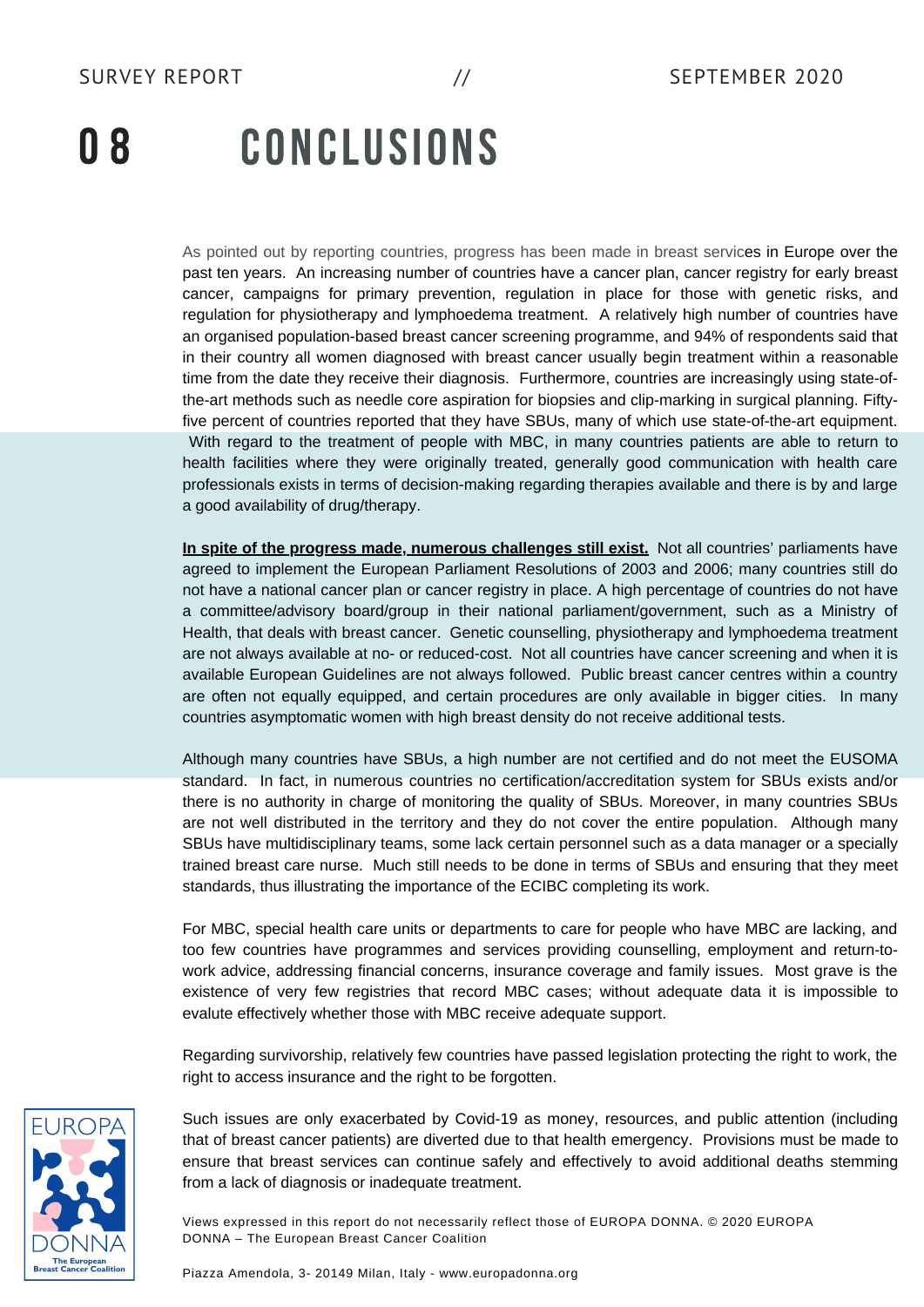# 08 CONCLUSIONS

As pointed out by reporting countries, progress has been made in breast services in Europe over the past ten years. An increasing number of countries have a cancer plan, cancer registry for early breast cancer, campaigns for primary prevention, regulation in place for those with genetic risks, and regulation for physiotherapy and lymphoedema treatment. A relatively high number of countries have an organised population-based breast cancer screening programme, and 94% of respondents said that in their country all women diagnosed with breast cancer usually begin treatment within a reasonable time from the date they receive their diagnosis. Furthermore, countries are increasingly using state-of-the-art methods such as needle core aspiration for biopsies and clip-marking in surgical planning. Fifty-five percent of countries reported that they have SBUs, many of which use state-of-the-art equipment. With regard to the treatment of people with MBC, in many countries patients are able to return to health facilities where they were originally treated, generally good communication with health care professionals exists in terms of decision-making regarding therapies available and there is by and large a good availability of drug/therapy.

**In spite of the progress made, numerous challenges still exist.** Not all countries' parliaments have agreed to implement the European Parliament Resolutions of 2003 and 2006; many countries still do not have a national cancer plan or cancer registry in place. A high percentage of countries do not have a committee/advisory board/group in their national parliament/government, such as a Ministry of Health, that deals with breast cancer. Genetic counselling, physiotherapy and lymphoedema treatment are not always available at no- or reduced-cost. Not all countries have cancer screening and when it is available European Guidelines are not always followed. Public breast cancer centres within a country are often not equally equipped, and certain procedures are only available in bigger cities. In many countries asymptomatic women with high breast density do not receive additional tests.

Although many countries have SBUs, a high number are not certified and do not meet the EUSOMA standard. In fact, in numerous countries no certification/accreditation system for SBUs exists and/or there is no authority in charge of monitoring the quality of SBUs. Moreover, in many countries SBUs are not well distributed in the territory and they do not cover the entire population. Although many SBUs have multidisciplinary teams, some lack certain personnel such as a data manager or a specially trained breast care nurse. Much still needs to be done in terms of SBUs and ensuring that they meet standards, thus illustrating the importance of the ECIBC completing its work.

For MBC, special health care units or departments to care for people who have MBC are lacking, and too few countries have programmes and services providing counselling, employment and return-to-work advice, addressing financial concerns, insurance coverage and family issues. Most grave is the existence of very few registries that record MBC cases; without adequate data it is impossible to evalute effectively whether those with MBC receive adequate support.

Regarding survivorship, relatively few countries have passed legislation protecting the right to work, the right to access insurance and the right to be forgotten.

Such issues are only exacerbated by Covid-19 as money, resources, and public attention (including that of breast cancer patients) are diverted due to that health emergency. Provisions must be made to ensure that breast services can continue safely and effectively to avoid additional deaths stemming from a lack of diagnosis or inadequate treatment.

EUROPA DONNA
The European Breast Cancer Coalition

Views expressed in this report do not necessarily reflect those of EUROPA DONNA. © 2020 EUROPA DONNA – The European Breast Cancer Coalition

Piazza Amendola, 3- 20149 Milan, Italy - www.europadonna.org